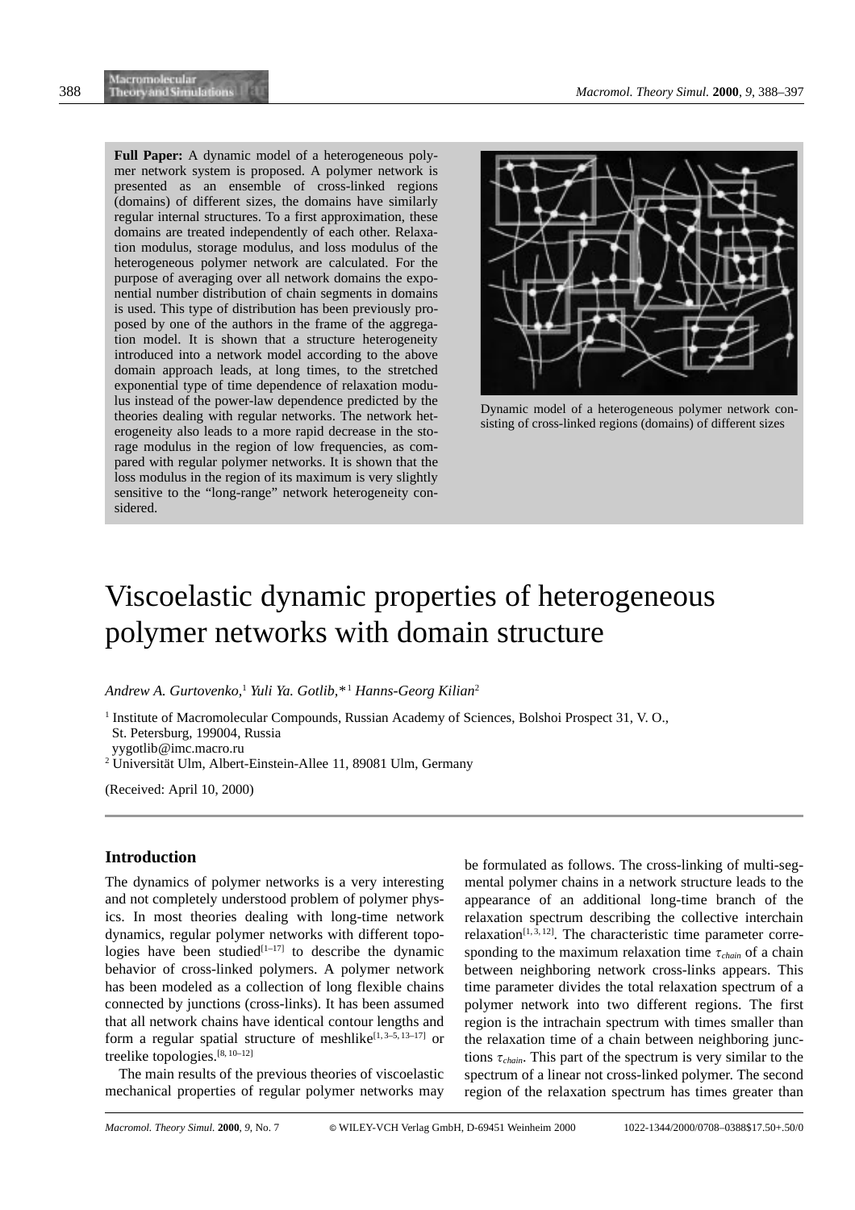**Full Paper:** A dynamic model of a heterogeneous polymer network system is proposed. A polymer network is presented as an ensemble of cross-linked regions (domains) of different sizes, the domains have similarly regular internal structures. To a first approximation, these domains are treated independently of each other. Relaxation modulus, storage modulus, and loss modulus of the heterogeneous polymer network are calculated. For the purpose of averaging over all network domains the exponential number distribution of chain segments in domains is used. This type of distribution has been previously proposed by one of the authors in the frame of the aggregation model. It is shown that a structure heterogeneity introduced into a network model according to the above domain approach leads, at long times, to the stretched exponential type of time dependence of relaxation modulus instead of the power-law dependence predicted by the theories dealing with regular networks. The network heterogeneity also leads to a more rapid decrease in the storage modulus in the region of low frequencies, as compared with regular polymer networks. It is shown that the loss modulus in the region of its maximum is very slightly sensitive to the "long-range" network heterogeneity considered.

Dynamic model of a heterogeneous polymer network consisting of cross-linked regions (domains) of different sizes

# Viscoelastic dynamic properties of heterogeneous polymer networks with domain structure

*Andrew A. Gurtovenko*,[1] *Yuli Ya. Gotlib*,*[1] *Hanns-Georg Kilian*[2]

[1] Institute of Macromolecular Compounds, Russian Academy of Sciences, Bolshoi Prospect 31, V. O., St. Petersburg, 199004, Russia
yygotlib@imc.macro.ru
[2] Universität Ulm, Albert-Einstein-Allee 11, 89081 Ulm, Germany

(Received: April 10, 2000)

## Introduction

The dynamics of polymer networks is a very interesting and not completely understood problem of polymer physics. In most theories dealing with long-time network dynamics, regular polymer networks with different topologies have been studied[1–17] to describe the dynamic behavior of cross-linked polymers. A polymer network has been modeled as a collection of long flexible chains connected by junctions (cross-links). It has been assumed that all network chains have identical contour lengths and form a regular spatial structure of meshlike[1, 3–5, 13–17] or treelike topologies.[8, 10–12]

The main results of the previous theories of viscoelastic mechanical properties of regular polymer networks may be formulated as follows. The cross-linking of multi-segmental polymer chains in a network structure leads to the appearance of an additional long-time branch of the relaxation spectrum describing the collective interchain relaxation[1, 3, 12]. The characteristic time parameter corresponding to the maximum relaxation time $\tau_{chain}$ of a chain between neighboring network cross-links appears. This time parameter divides the total relaxation spectrum of a polymer network into two different regions. The first region is the intrachain spectrum with times smaller than the relaxation time of a chain between neighboring junctions $\tau_{chain}$. This part of the spectrum is very similar to the spectrum of a linear not cross-linked polymer. The second region of the relaxation spectrum has times greater than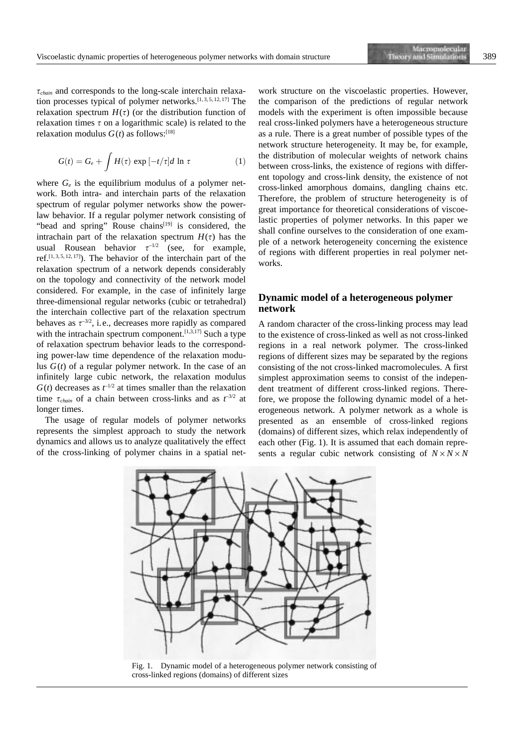$\tau_{chain}$ and corresponds to the long-scale interchain relaxation processes typical of polymer networks.[1, 3, 5, 12, 17] The relaxation spectrum $H(\tau)$ (or the distribution function of relaxation times $\tau$ on a logarithmic scale) is related to the relaxation modulus $G(t)$ as follows:[18]

$$G(t) = G_e + \int H(\tau) \exp[-t/\tau] d \ln \tau \tag{1}$$

where $G_e$ is the equilibrium modulus of a polymer network. Both intra- and interchain parts of the relaxation spectrum of regular polymer networks show the power-law behavior. If a regular polymer network consisting of "bead and spring" Rouse chains[19] is considered, the intrachain part of the relaxation spectrum $H(\tau)$ has the usual Rousean behavior $\tau^{-1/2}$ (see, for example, ref.[1, 3, 5, 12, 17]). The behavior of the interchain part of the relaxation spectrum of a network depends considerably on the topology and connectivity of the network model considered. For example, in the case of infinitely large three-dimensional regular networks (cubic or tetrahedral) the interchain collective part of the relaxation spectrum behaves as $\tau^{-3/2}$, i.e., decreases more rapidly as compared with the intrachain spectrum component.[1,3,17] Such a type of relaxation spectrum behavior leads to the corresponding power-law time dependence of the relaxation modulus $G(t)$ of a regular polymer network. In the case of an infinitely large cubic network, the relaxation modulus $G(t)$ decreases as $t^{-1/2}$ at times smaller than the relaxation time $\tau_{chain}$ of a chain between cross-links and as $t^{-3/2}$ at longer times.

The usage of regular models of polymer networks represents the simplest approach to study the network dynamics and allows us to analyze qualitatively the effect of the cross-linking of polymer chains in a spatial network structure on the viscoelastic properties. However, the comparison of the predictions of regular network models with the experiment is often impossible because real cross-linked polymers have a heterogeneous structure as a rule. There is a great number of possible types of the network structure heterogeneity. It may be, for example, the distribution of molecular weights of network chains between cross-links, the existence of regions with different topology and cross-link density, the existence of not cross-linked amorphous domains, dangling chains etc. Therefore, the problem of structure heterogeneity is of great importance for theoretical considerations of viscoelastic properties of polymer networks. In this paper we shall confine ourselves to the consideration of one example of a network heterogeneity concerning the existence of regions with different properties in real polymer networks.

## Dynamic model of a heterogeneous polymer network

A random character of the cross-linking process may lead to the existence of cross-linked as well as not cross-linked regions in a real network polymer. The cross-linked regions of different sizes may be separated by the regions consisting of the not cross-linked macromolecules. A first simplest approximation seems to consist of the independent treatment of different cross-linked regions. Therefore, we propose the following dynamic model of a heterogeneous network. A polymer network as a whole is presented as an ensemble of cross-linked regions (domains) of different sizes, which relax independently of each other (Fig. 1). It is assumed that each domain represents a regular cubic network consisting of $N \times N \times N$

Fig. 1. Dynamic model of a heterogeneous polymer network consisting of cross-linked regions (domains) of different sizes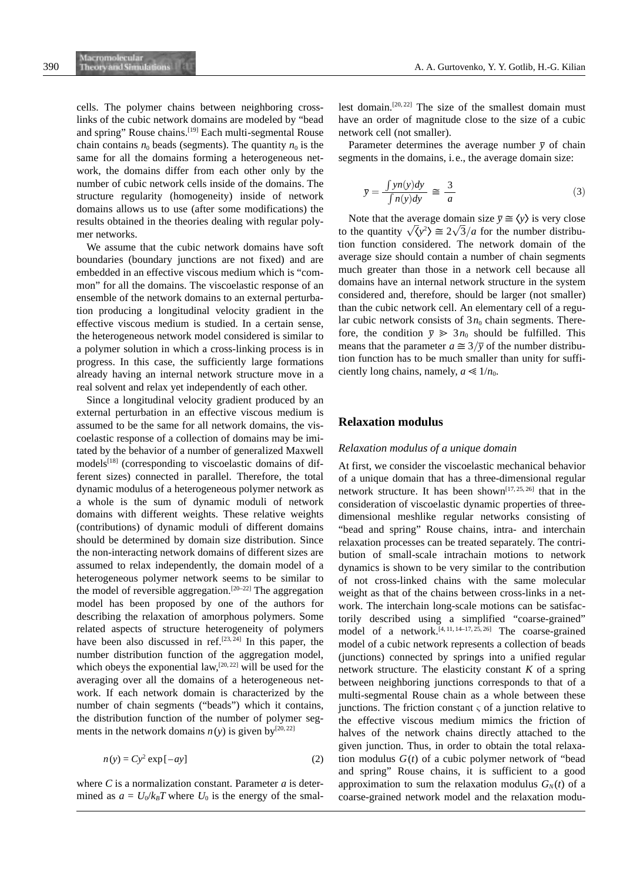cells. The polymer chains between neighboring cross-links of the cubic network domains are modeled by "bead and spring" Rouse chains.[19] Each multi-segmental Rouse chain contains $n_0$ beads (segments). The quantity $n_0$ is the same for all the domains forming a heterogeneous network, the domains differ from each other only by the number of cubic network cells inside of the domains. The structure regularity (homogeneity) inside of network domains allows us to use (after some modifications) the results obtained in the theories dealing with regular polymer networks.

We assume that the cubic network domains have soft boundaries (boundary junctions are not fixed) and are embedded in an effective viscous medium which is "common" for all the domains. The viscoelastic response of an ensemble of the network domains to an external perturbation producing a longitudinal velocity gradient in the effective viscous medium is studied. In a certain sense, the heterogeneous network model considered is similar to a polymer solution in which a cross-linking process is in progress. In this case, the sufficiently large formations already having an internal network structure move in a real solvent and relax yet independently of each other.

Since a longitudinal velocity gradient produced by an external perturbation in an effective viscous medium is assumed to be the same for all network domains, the viscoelastic response of a collection of domains may be imitated by the behavior of a number of generalized Maxwell models[18] (corresponding to viscoelastic domains of different sizes) connected in parallel. Therefore, the total dynamic modulus of a heterogeneous polymer network as a whole is the sum of dynamic moduli of network domains with different weights. These relative weights (contributions) of dynamic moduli of different domains should be determined by domain size distribution. Since the non-interacting network domains of different sizes are assumed to relax independently, the domain model of a heterogeneous polymer network seems to be similar to the model of reversible aggregation.[20–22] The aggregation model has been proposed by one of the authors for describing the relaxation of amorphous polymers. Some related aspects of structure heterogeneity of polymers have been also discussed in ref.[23, 24] In this paper, the number distribution function of the aggregation model, which obeys the exponential law,[20, 22] will be used for the averaging over all the domains of a heterogeneous network. If each network domain is characterized by the number of chain segments ("beads") which it contains, the distribution function of the number of polymer segments in the network domains $n(y)$ is given by[20, 22]

$$n(y) = Cy^2 \exp[-ay] \tag{2}$$

where $C$ is a normalization constant. Parameter $a$ is determined as $a = U_0/k_BT$ where $U_0$ is the energy of the smallest domain.[20, 22] The size of the smallest domain must have an order of magnitude close to the size of a cubic network cell (not smaller).

Parameter determines the average number $\bar{y}$ of chain segments in the domains, i.e., the average domain size:

$$\bar{y} = \frac{\int y n(y) dy}{\int n(y) dy} \cong \frac{3}{a} \tag{3}$$

Note that the average domain size $\bar{y} \cong \langle y \rangle$ is very close to the quantity $\sqrt{\langle y^2 \rangle} \cong 2\sqrt{3}/a$ for the number distribution function considered. The network domain of the average size should contain a number of chain segments much greater than those in a network cell because all domains have an internal network structure in the system considered and, therefore, should be larger (not smaller) than the cubic network cell. An elementary cell of a regular cubic network consists of $3n_0$ chain segments. Therefore, the condition $\bar{y} \gg 3n_0$ should be fulfilled. This means that the parameter $a \cong 3/\bar{y}$ of the number distribution function has to be much smaller than unity for sufficiently long chains, namely, $a \ll 1/n_0$.

## Relaxation modulus

### *Relaxation modulus of a unique domain*

At first, we consider the viscoelastic mechanical behavior of a unique domain that has a three-dimensional regular network structure. It has been shown[17, 25, 26] that in the consideration of viscoelastic dynamic properties of three-dimensional meshlike regular networks consisting of "bead and spring" Rouse chains, intra- and interchain relaxation processes can be treated separately. The contribution of small-scale intrachain motions to network dynamics is shown to be very similar to the contribution of not cross-linked chains with the same molecular weight as that of the chains between cross-links in a network. The interchain long-scale motions can be satisfactorily described using a simplified "coarse-grained" model of a network.[4, 11, 14–17, 25, 26] The coarse-grained model of a cubic network represents a collection of beads (junctions) connected by springs into a unified regular network structure. The elasticity constant $K$ of a spring between neighboring junctions corresponds to that of a multi-segmental Rouse chain as a whole between these junctions. The friction constant $\varsigma$ of a junction relative to the effective viscous medium mimics the friction of halves of the network chains directly attached to the given junction. Thus, in order to obtain the total relaxation modulus $G(t)$ of a cubic polymer network of "bead and spring" Rouse chains, it is sufficient to a good approximation to sum the relaxation modulus $G_N(t)$ of a coarse-grained network model and the relaxation modu-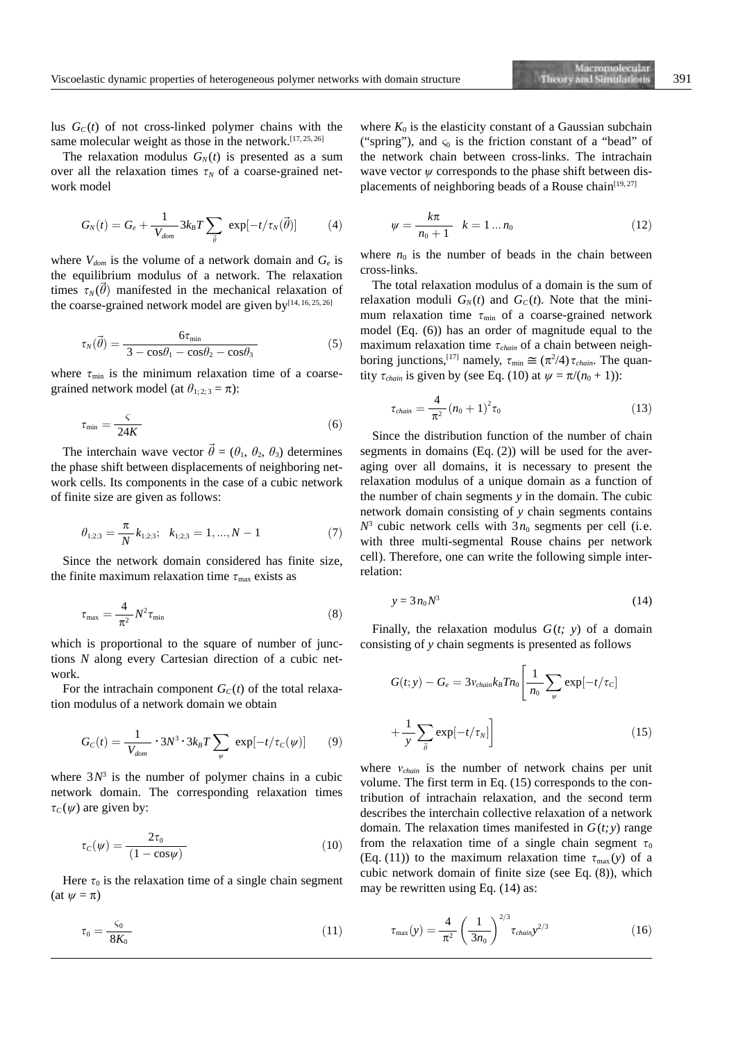lus $G_C(t)$ of not cross-linked polymer chains with the same molecular weight as those in the network.[17, 25, 26]

The relaxation modulus $G_N(t)$ is presented as a sum over all the relaxation times $\tau_N$ of a coarse-grained network model

$$G_N(t) = G_e + \frac{1}{V_{dom}} 3k_B T \sum_{\vec{\theta}} \exp[-t/\tau_N(\vec{\theta})] \qquad (4)$$

where $V_{dom}$ is the volume of a network domain and $G_e$ is the equilibrium modulus of a network. The relaxation times $\tau_N(\vec{\theta})$ manifested in the mechanical relaxation of the coarse-grained network model are given by[14, 16, 25, 26]

$$\tau_N(\vec{\theta}) = \frac{6\tau_{\min}}{3 - \cos\theta_1 - \cos\theta_2 - \cos\theta_3} \qquad (5)$$

where $\tau_{\min}$ is the minimum relaxation time of a coarse-grained network model (at $\theta_{1;2;3} = \pi$):

$$\tau_{\min} = \frac{\varsigma}{24K} \qquad (6)$$

The interchain wave vector $\vec{\theta} = (\theta_1, \theta_2, \theta_3)$ determines the phase shift between displacements of neighboring network cells. Its components in the case of a cubic network of finite size are given as follows:

$$\theta_{1;2;3} = \frac{\pi}{N} k_{1;2;3}; \quad k_{1;2;3} = 1, ..., N-1 \qquad (7)$$

Since the network domain considered has finite size, the finite maximum relaxation time $\tau_{\max}$ exists as

$$\tau_{\max} = \frac{4}{\pi^2} N^2 \tau_{\min} \qquad (8)$$

which is proportional to the square of number of junctions $N$ along every Cartesian direction of a cubic network.

For the intrachain component $G_C(t)$ of the total relaxation modulus of a network domain we obtain

$$G_C(t) = \frac{1}{V_{dom}} \cdot 3N^3 \cdot 3k_B T \sum_{\psi} \exp[-t/\tau_C(\psi)] \qquad (9)$$

where $3N^3$ is the number of polymer chains in a cubic network domain. The corresponding relaxation times $\tau_C(\psi)$ are given by:

$$\tau_C(\psi) = \frac{2\tau_0}{(1 - \cos\psi)} \qquad (10)$$

Here $\tau_0$ is the relaxation time of a single chain segment (at $\psi = \pi$)

$$\tau_0 = \frac{\varsigma_0}{8K_0} \qquad (11)$$

where $K_0$ is the elasticity constant of a Gaussian subchain ("spring"), and $\varsigma_0$ is the friction constant of a "bead" of the network chain between cross-links. The intrachain wave vector $\psi$ corresponds to the phase shift between displacements of neighboring beads of a Rouse chain[19, 27]

$$\psi = \frac{k\pi}{n_0 + 1} \quad k = 1 \dots n_0 \qquad (12)$$

where $n_0$ is the number of beads in the chain between cross-links.

The total relaxation modulus of a domain is the sum of relaxation moduli $G_N(t)$ and $G_C(t)$. Note that the minimum relaxation time $\tau_{\min}$ of a coarse-grained network model (Eq. (6)) has an order of magnitude equal to the maximum relaxation time $\tau_{chain}$ of a chain between neighboring junctions,[17] namely, $\tau_{\min} \cong (\pi^2/4)\tau_{chain}$. The quantity $\tau_{chain}$ is given by (see Eq. (10) at $\psi = \pi/(n_0+1)$):

$$\tau_{chain} = \frac{4}{\pi^2}(n_0 + 1)^2 \tau_0 \qquad (13)$$

Since the distribution function of the number of chain segments in domains (Eq. (2)) will be used for the averaging over all domains, it is necessary to present the relaxation modulus of a unique domain as a function of the number of chain segments $y$ in the domain. The cubic network domain consisting of $y$ chain segments contains $N^3$ cubic network cells with $3n_0$ segments per cell (i.e. with three multi-segmental Rouse chains per network cell). Therefore, one can write the following simple interrelation:

$$y = 3n_0 N^3 \qquad (14)$$

Finally, the relaxation modulus $G(t;\, y)$ of a domain consisting of $y$ chain segments is presented as follows

$$G(t;y) - G_e = 3\nu_{chain} k_B T n_0 \left[ \frac{1}{n_0} \sum_{\psi} \exp[-t/\tau_C] + \frac{1}{y} \sum_{\vec{\theta}} \exp[-t/\tau_N] \right] \qquad (15)$$

where $\nu_{chain}$ is the number of network chains per unit volume. The first term in Eq. (15) corresponds to the contribution of intrachain relaxation, and the second term describes the interchain collective relaxation of a network domain. The relaxation times manifested in $G(t;y)$ range from the relaxation time of a single chain segment $\tau_0$ (Eq. (11)) to the maximum relaxation time $\tau_{\max}(y)$ of a cubic network domain of finite size (see Eq. (8)), which may be rewritten using Eq. (14) as:

$$\tau_{\max}(y) = \frac{4}{\pi^2} \left( \frac{1}{3n_0} \right)^{2/3} \tau_{chain} y^{2/3} \qquad (16)$$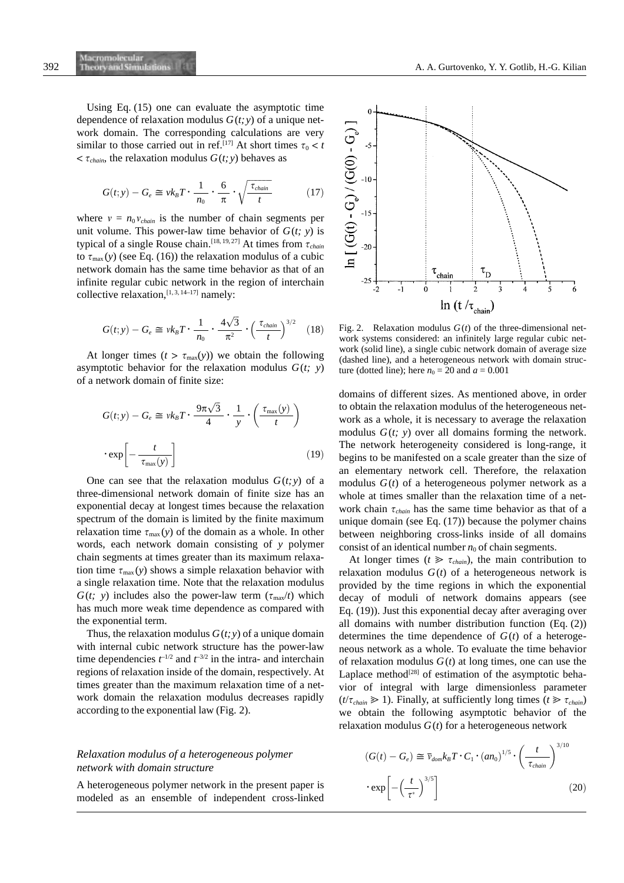Using Eq. (15) one can evaluate the asymptotic time dependence of relaxation modulus $G(t;y)$ of a unique network domain. The corresponding calculations are very similar to those carried out in ref.[17] At short times $\tau_0 < t < \tau_{chain}$, the relaxation modulus $G(t;y)$ behaves as

$$G(t;y) - G_e \cong \nu k_B T \cdot \frac{1}{n_0} \cdot \frac{6}{\pi} \cdot \sqrt{\frac{\tau_{chain}}{t}} \qquad (17)$$

where $\nu = n_0 \nu_{chain}$ is the number of chain segments per unit volume. This power-law time behavior of $G(t;y)$ is typical of a single Rouse chain.[18, 19, 27] At times from $\tau_{chain}$ to $\tau_{\max}(y)$ (see Eq. (16)) the relaxation modulus of a cubic network domain has the same time behavior as that of an infinite regular cubic network in the region of interchain collective relaxation,[1, 3, 14–17] namely:

$$G(t;y) - G_e \cong \nu k_B T \cdot \frac{1}{n_0} \cdot \frac{4\sqrt{3}}{\pi^2} \cdot \left(\frac{\tau_{chain}}{t}\right)^{3/2} \qquad (18)$$

At longer times ($t > \tau_{\max}(y)$) we obtain the following asymptotic behavior for the relaxation modulus $G(t;y)$ of a network domain of finite size:

$$G(t;y) - G_e \cong \nu k_B T \cdot \frac{9\pi\sqrt{3}}{4} \cdot \frac{1}{y} \cdot \left(\frac{\tau_{\max}(y)}{t}\right) \cdot \exp\left[-\frac{t}{\tau_{\max}(y)}\right] \qquad (19)$$

One can see that the relaxation modulus $G(t;y)$ of a three-dimensional network domain of finite size has an exponential decay at longest times because the relaxation spectrum of the domain is limited by the finite maximum relaxation time $\tau_{\max}(y)$ of the domain as a whole. In other words, each network domain consisting of $y$ polymer chain segments at times greater than its maximum relaxation time $\tau_{\max}(y)$ shows a simple relaxation behavior with a single relaxation time. Note that the relaxation modulus $G(t;y)$ includes also the power-law term ($\tau_{\max}/t$) which has much more weak time dependence as compared with the exponential term.

Thus, the relaxation modulus $G(t;y)$ of a unique domain with internal cubic network structure has the power-law time dependencies $t^{-1/2}$ and $t^{-3/2}$ in the intra- and interchain regions of relaxation inside of the domain, respectively. At times greater than the maximum relaxation time of a network domain the relaxation modulus decreases rapidly according to the exponential law (Fig. 2).

Fig. 2. Relaxation modulus $G(t)$ of the three-dimensional network systems considered: an infinitely large regular cubic network (solid line), a single cubic network domain of average size (dashed line), and a heterogeneous network with domain structure (dotted line); here $n_0 = 20$ and $a = 0.001$

### *Relaxation modulus of a heterogeneous polymer network with domain structure*

A heterogeneous polymer network in the present paper is modeled as an ensemble of independent cross-linked domains of different sizes. As mentioned above, in order to obtain the relaxation modulus of the heterogeneous network as a whole, it is necessary to average the relaxation modulus $G(t;y)$ over all domains forming the network. The network heterogeneity considered is long-range, it begins to be manifested on a scale greater than the size of an elementary network cell. Therefore, the relaxation modulus $G(t)$ of a heterogeneous polymer network as a whole at times smaller than the relaxation time of a network chain $\tau_{chain}$ has the same time behavior as that of a unique domain (see Eq. (17)) because the polymer chains between neighboring cross-links inside of all domains consist of an identical number $n_0$ of chain segments.

At longer times ($t \gg \tau_{chain}$), the main contribution to relaxation modulus $G(t)$ of a heterogeneous network is provided by the time regions in which the exponential decay of moduli of network domains appears (see Eq. (19)). Just this exponential decay after averaging over all domains with number distribution function (Eq. (2)) determines the time dependence of $G(t)$ of a heterogeneous network as a whole. To evaluate the time behavior of relaxation modulus $G(t)$ at long times, one can use the Laplace method[28] of estimation of the asymptotic behavior of integral with large dimensionless parameter ($t/\tau_{chain} \gg 1$). Finally, at sufficiently long times ($t \gg \tau_{chain}$) we obtain the following asymptotic behavior of the relaxation modulus $G(t)$ for a heterogeneous network

$$(G(t) - G_e) \cong \bar{\nu}_{dom} k_B T \cdot C_1 \cdot (a n_0)^{1/5} \cdot \left(\frac{t}{\tau_{chain}}\right)^{3/10} \cdot \exp\left[-\left(\frac{t}{\tau^*}\right)^{3/5}\right] \qquad (20)$$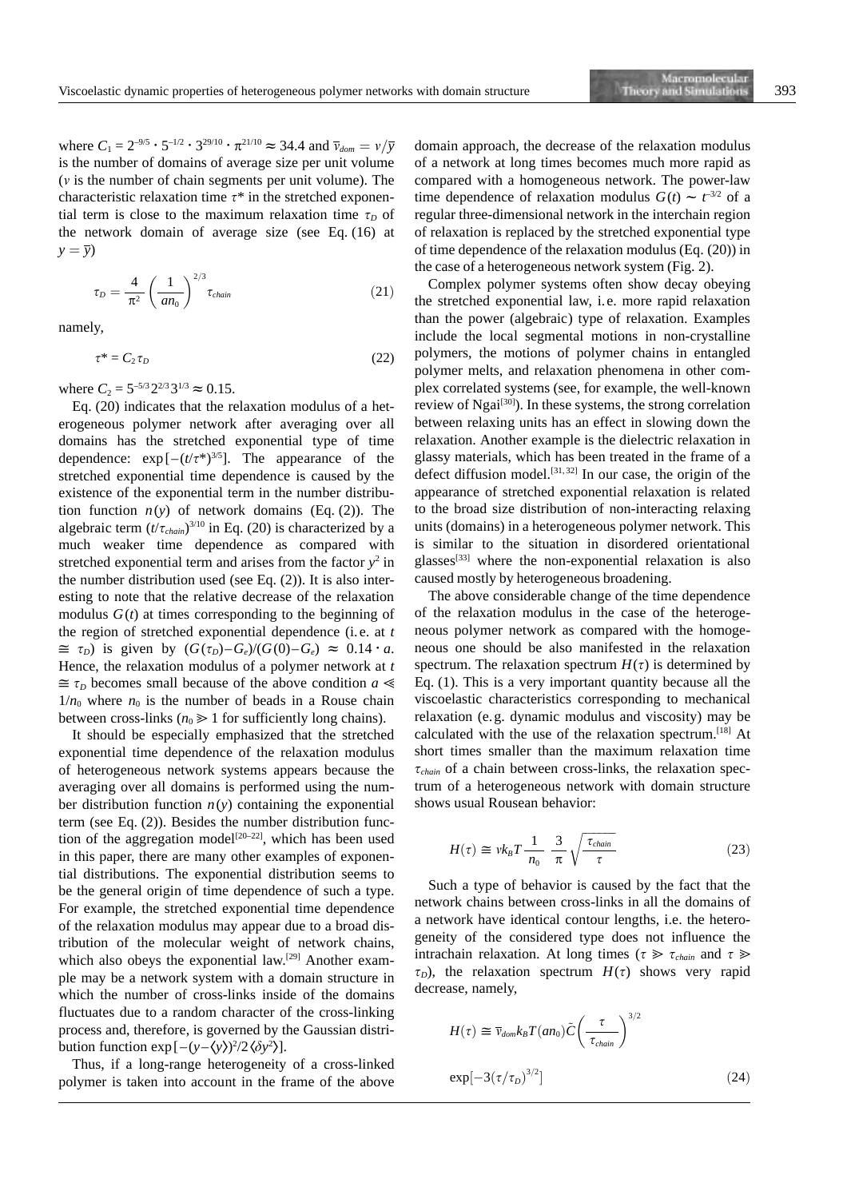where $C_1 = 2^{-9/5} \cdot 5^{-1/2} \cdot 3^{29/10} \cdot \pi^{21/10} \approx 34.4$ and $\bar{\nu}_{dom} = \nu/\bar{y}$ is the number of domains of average size per unit volume ($\nu$ is the number of chain segments per unit volume). The characteristic relaxation time $\tau^*$ in the stretched exponential term is close to the maximum relaxation time $\tau_D$ of the network domain of average size (see Eq. (16) at $y = \bar{y}$)

$$\tau_D = \frac{4}{\pi^2}\left(\frac{1}{an_0}\right)^{2/3}\tau_{chain} \tag{21}$$

namely,

$$\tau^* = C_2 \tau_D \tag{22}$$

where $C_2 = 5^{-5/3} 2^{2/3} 3^{1/3} \approx 0.15$.

Eq. (20) indicates that the relaxation modulus of a heterogeneous polymer network after averaging over all domains has the stretched exponential type of time dependence: $\exp[-(t/\tau^*)^{3/5}]$. The appearance of the stretched exponential time dependence is caused by the existence of the exponential term in the number distribution function $n(y)$ of network domains (Eq. (2)). The algebraic term $(t/\tau_{chain})^{3/10}$ in Eq. (20) is characterized by a much weaker time dependence as compared with stretched exponential term and arises from the factor $y^2$ in the number distribution used (see Eq. (2)). It is also interesting to note that the relative decrease of the relaxation modulus $G(t)$ at times corresponding to the beginning of the region of stretched exponential dependence (i.e. at $t \cong \tau_D$) is given by $(G(\tau_D)-G_e)/(G(0)-G_e) \approx 0.14 \cdot a$. Hence, the relaxation modulus of a polymer network at $t \cong \tau_D$ becomes small because of the above condition $a \ll 1/n_0$ where $n_0$ is the number of beads in a Rouse chain between cross-links ($n_0 \gg 1$ for sufficiently long chains).

It should be especially emphasized that the stretched exponential time dependence of the relaxation modulus of heterogeneous network systems appears because the averaging over all domains is performed using the number distribution function $n(y)$ containing the exponential term (see Eq. (2)). Besides the number distribution function of the aggregation model[20–22], which has been used in this paper, there are many other examples of exponential distributions. The exponential distribution seems to be the general origin of time dependence of such a type. For example, the stretched exponential time dependence of the relaxation modulus may appear due to a broad distribution of the molecular weight of network chains, which also obeys the exponential law.[29] Another example may be a network system with a domain structure in which the number of cross-links inside of the domains fluctuates due to a random character of the cross-linking process and, therefore, is governed by the Gaussian distribution function $\exp[-(y-\langle y\rangle)^2/2\langle\delta y^2\rangle]$.

Thus, if a long-range heterogeneity of a cross-linked polymer is taken into account in the frame of the above domain approach, the decrease of the relaxation modulus of a network at long times becomes much more rapid as compared with a homogeneous network. The power-law time dependence of relaxation modulus $G(t) \sim t^{-3/2}$ of a regular three-dimensional network in the interchain region of relaxation is replaced by the stretched exponential type of time dependence of the relaxation modulus (Eq. (20)) in the case of a heterogeneous network system (Fig. 2).

Complex polymer systems often show decay obeying the stretched exponential law, i.e. more rapid relaxation than the power (algebraic) type of relaxation. Examples include the local segmental motions in non-crystalline polymers, the motions of polymer chains in entangled polymer melts, and relaxation phenomena in other complex correlated systems (see, for example, the well-known review of Ngai[30]). In these systems, the strong correlation between relaxing units has an effect in slowing down the relaxation. Another example is the dielectric relaxation in glassy materials, which has been treated in the frame of a defect diffusion model.[31,32] In our case, the origin of the appearance of stretched exponential relaxation is related to the broad size distribution of non-interacting relaxing units (domains) in a heterogeneous polymer network. This is similar to the situation in disordered orientational glasses[33] where the non-exponential relaxation is also caused mostly by heterogeneous broadening.

The above considerable change of the time dependence of the relaxation modulus in the case of the heterogeneous polymer network as compared with the homogeneous one should be also manifested in the relaxation spectrum. The relaxation spectrum $H(\tau)$ is determined by Eq. (1). This is a very important quantity because all the viscoelastic characteristics corresponding to mechanical relaxation (e.g. dynamic modulus and viscosity) may be calculated with the use of the relaxation spectrum.[18] At short times smaller than the maximum relaxation time $\tau_{chain}$ of a chain between cross-links, the relaxation spectrum of a heterogeneous network with domain structure shows usual Rousean behavior:

$$H(\tau) \cong \nu k_B T \frac{1}{n_0}\ \frac{3}{\pi}\sqrt{\frac{\tau_{chain}}{\tau}} \tag{23}$$

Such a type of behavior is caused by the fact that the network chains between cross-links in all the domains of a network have identical contour lengths, i.e. the heterogeneity of the considered type does not influence the intrachain relaxation. At long times ($\tau \gg \tau_{chain}$ and $\tau \gg \tau_D$), the relaxation spectrum $H(\tau)$ shows very rapid decrease, namely,

$$H(\tau) \cong \bar{\nu}_{dom} k_B T (an_0)\tilde{C}\left(\frac{\tau}{\tau_{chain}}\right)^{3/2} \exp[-3(\tau/\tau_D)^{3/2}] \tag{24}$$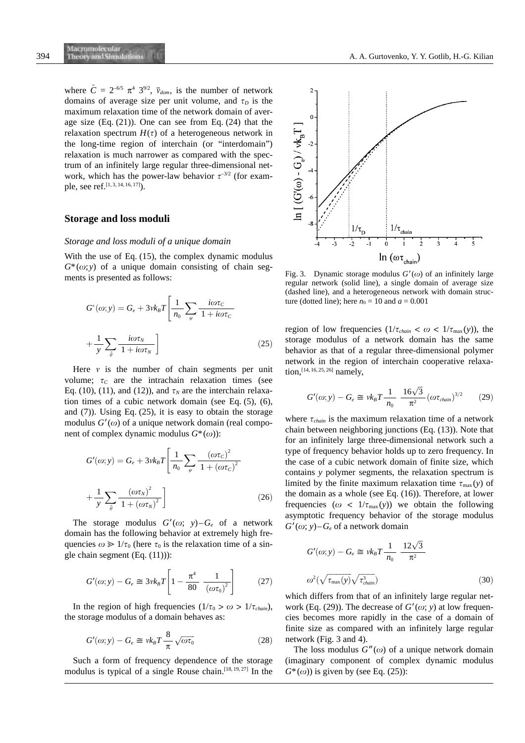where $\tilde{C} = 2^{-6/5}\ \pi^4\ 3^{9/2}$, $\bar{\nu}_{dom}$, is the number of network domains of average size per unit volume, and $\tau_D$ is the maximum relaxation time of the network domain of average size (Eq. (21)). One can see from Eq. (24) that the relaxation spectrum $H(\tau)$ of a heterogeneous network in the long-time region of interchain (or "interdomain") relaxation is much narrower as compared with the spectrum of an infinitely large regular three-dimensional network, which has the power-law behavior $\tau^{-3/2}$ (for example, see ref.[1, 3, 14, 16, 17]).

## Storage and loss moduli

### *Storage and loss moduli of a unique domain*

With the use of Eq. (15), the complex dynamic modulus $G^*(\omega;y)$ of a unique domain consisting of chain segments is presented as follows:

$$G^*(\omega;y) = G_e + 3\nu k_B T\left[\frac{1}{n_0}\sum_{\psi}\frac{i\omega\tau_C}{1+i\omega\tau_C} + \frac{1}{y}\sum_{\bar{\theta}}\frac{i\omega\tau_N}{1+i\omega\tau_N}\right] \tag{25}$$

Here $\nu$ is the number of chain segments per unit volume; $\tau_C$ are the intrachain relaxation times (see Eq. (10), (11), and (12)), and $\tau_N$ are the interchain relaxation times of a cubic network domain (see Eq. (5), (6), and (7)). Using Eq. (25), it is easy to obtain the storage modulus $G'(\omega)$ of a unique network domain (real component of complex dynamic modulus $G^*(\omega)$):

$$G'(\omega;y) = G_e + 3\nu k_B T\left[\frac{1}{n_0}\sum_{\psi}\frac{(\omega\tau_C)^2}{1+(\omega\tau_C)^2} + \frac{1}{y}\sum_{\bar{\theta}}\frac{(\omega\tau_N)^2}{1+(\omega\tau_N)^2}\right] \tag{26}$$

The storage modulus $G'(\omega;\ y) - G_e$ of a network domain has the following behavior at extremely high frequencies $\omega \gg 1/\tau_0$ (here $\tau_0$ is the relaxation time of a single chain segment (Eq. (11))):

$$G'(\omega;y) - G_e \cong 3\nu k_B T\left[1 - \frac{\pi^4}{80}\ \frac{1}{(\omega\tau_0)^2}\right] \tag{27}$$

In the region of high frequencies ($1/\tau_0 > \omega > 1/\tau_{chain}$), the storage modulus of a domain behaves as:

$$G'(\omega;y) - G_e \cong \nu k_B T\,\frac{8}{\pi}\sqrt{\omega\tau_0} \tag{28}$$

Such a form of frequency dependence of the storage modulus is typical of a single Rouse chain.[18, 19, 27] In the region of low frequencies ($1/\tau_{chain} < \omega < 1/\tau_{\max}(y)$), the storage modulus of a network domain has the same behavior as that of a regular three-dimensional polymer network in the region of interchain cooperative relaxation,[14, 16, 25, 26] namely,

Fig. 3. Dynamic storage modulus $G'(\omega)$ of an infinitely large regular network (solid line), a single domain of average size (dashed line), and a heterogeneous network with domain structure (dotted line); here $n_0 = 10$ and $a = 0.001$

$$G'(\omega;y) - G_e \cong \nu k_B T\,\frac{1}{n_0}\ \frac{16\sqrt{3}}{\pi^2}\,(\omega\tau_{chain})^{3/2} \tag{29}$$

where $\tau_{chain}$ is the maximum relaxation time of a network chain between neighboring junctions (Eq. (13)). Note that for an infinitely large three-dimensional network such a type of frequency behavior holds up to zero frequency. In the case of a cubic network domain of finite size, which contains $y$ polymer segments, the relaxation spectrum is limited by the finite maximum relaxation time $\tau_{\max}(y)$ of the domain as a whole (see Eq. (16)). Therefore, at lower frequencies ($\omega < 1/\tau_{\max}(y)$) we obtain the following asymptotic frequency behavior of the storage modulus $G'(\omega;y) - G_e$ of a network domain

$$G'(\omega;y) - G_e \cong \nu k_B T\,\frac{1}{n_0}\ \frac{12\sqrt{3}}{\pi^2}\ \omega^2\left(\sqrt{\tau_{\max}(y)}\sqrt{\tau_{chain}^3}\right) \tag{30}$$

which differs from that of an infinitely large regular network (Eq. (29)). The decrease of $G'(\omega;y)$ at low frequencies becomes more rapidly in the case of a domain of finite size as compared with an infinitely large regular network (Fig. 3 and 4).

The loss modulus $G''(\omega)$ of a unique network domain (imaginary component of complex dynamic modulus $G^*(\omega)$) is given by (see Eq. (25)):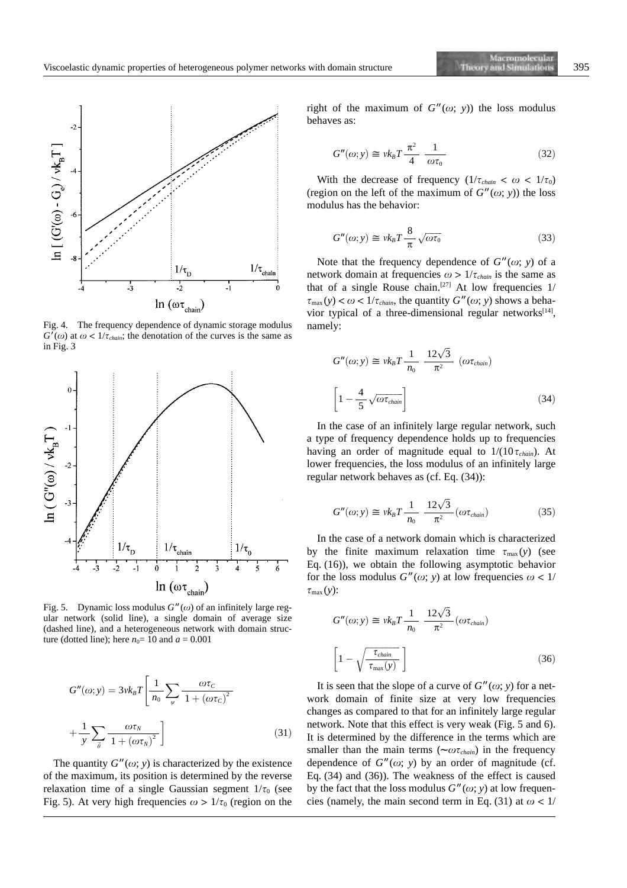Fig. 4. The frequency dependence of dynamic storage modulus $G'(\omega)$ at $\omega < 1/\tau_{chain}$; the denotation of the curves is the same as in Fig. 3

Fig. 5. Dynamic loss modulus $G''(\omega)$ of an infinitely large regular network (solid line), a single domain of average size (dashed line), and a heterogeneous network with domain structure (dotted line); here $n_0 = 10$ and $a = 0.001$

$$G''(\omega; y) = 3\nu k_B T \left[ \frac{1}{n_0} \sum_{\psi} \frac{\omega\tau_C}{1 + (\omega\tau_C)^2} + \frac{1}{y} \sum_{\vec{\theta}} \frac{\omega\tau_N}{1 + (\omega\tau_N)^2} \right] \tag{31}$$

The quantity $G''(\omega; y)$ is characterized by the existence of the maximum, its position is determined by the reverse relaxation time of a single Gaussian segment $1/\tau_0$ (see Fig. 5). At very high frequencies $\omega > 1/\tau_0$ (region on the right of the maximum of $G''(\omega; y)$) the loss modulus behaves as:

$$G''(\omega; y) \cong \nu k_B T \frac{\pi^2}{4} \frac{1}{\omega\tau_0} \tag{32}$$

With the decrease of frequency ($1/\tau_{chain} < \omega < 1/\tau_0$) (region on the left of the maximum of $G''(\omega; y)$) the loss modulus has the behavior:

$$G''(\omega; y) \cong \nu k_B T \frac{8}{\pi} \sqrt{\omega\tau_0} \tag{33}$$

Note that the frequency dependence of $G''(\omega; y)$ of a network domain at frequencies $\omega > 1/\tau_{chain}$ is the same as that of a single Rouse chain.[27] At low frequencies $1/\tau_{max}(y) < \omega < 1/\tau_{chain}$, the quantity $G''(\omega; y)$ shows a behavior typical of a three-dimensional regular networks[14], namely:

$$G''(\omega; y) \cong \nu k_B T \frac{1}{n_0} \frac{12\sqrt{3}}{\pi^2} (\omega\tau_{chain}) \left[ 1 - \frac{4}{5}\sqrt{\omega\tau_{chain}} \right] \tag{34}$$

In the case of an infinitely large regular network, such a type of frequency dependence holds up to frequencies having an order of magnitude equal to $1/(10\,\tau_{chain})$. At lower frequencies, the loss modulus of an infinitely large regular network behaves as (cf. Eq. (34)):

$$G''(\omega; y) \cong \nu k_B T \frac{1}{n_0} \frac{12\sqrt{3}}{\pi^2} (\omega\tau_{chain}) \tag{35}$$

In the case of a network domain which is characterized by the finite maximum relaxation time $\tau_{max}(y)$ (see Eq. (16)), we obtain the following asymptotic behavior for the loss modulus $G''(\omega; y)$ at low frequencies $\omega < 1/\tau_{max}(y)$:

$$G''(\omega; y) \cong \nu k_B T \frac{1}{n_0} \frac{12\sqrt{3}}{\pi^2} (\omega\tau_{chain}) \left[ 1 - \sqrt{\frac{\tau_{chain}}{\tau_{max}(y)}} \right] \tag{36}$$

It is seen that the slope of a curve of $G''(\omega; y)$ for a network domain of finite size at very low frequencies changes as compared to that for an infinitely large regular network. Note that this effect is very weak (Fig. 5 and 6). It is determined by the difference in the terms which are smaller than the main terms ($\sim\omega\tau_{chain}$) in the frequency dependence of $G''(\omega; y)$ by an order of magnitude (cf. Eq. (34) and (36)). The weakness of the effect is caused by the fact that the loss modulus $G''(\omega; y)$ at low frequencies (namely, the main second term in Eq. (31) at $\omega < 1/$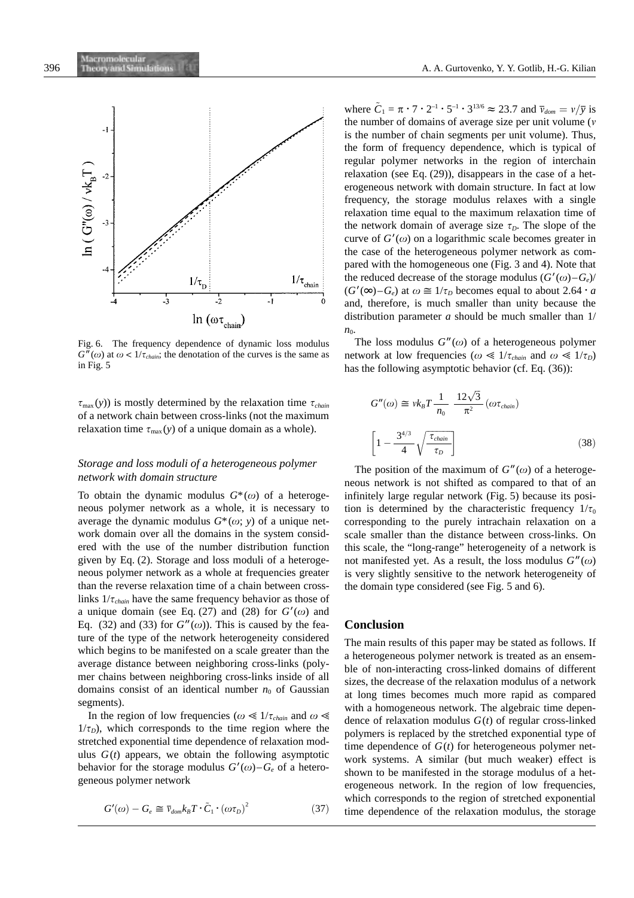Fig. 6. The frequency dependence of dynamic loss modulus $G''(\omega)$ at $\omega < 1/\tau_{chain}$; the denotation of the curves is the same as in Fig. 5

$\tau_{\max}(y)$) is mostly determined by the relaxation time $\tau_{chain}$ of a network chain between cross-links (not the maximum relaxation time $\tau_{\max}(y)$ of a unique domain as a whole).

### Storage and loss moduli of a heterogeneous polymer network with domain structure

To obtain the dynamic modulus $G^*(\omega)$ of a heterogeneous polymer network as a whole, it is necessary to average the dynamic modulus $G^*(\omega; y)$ of a unique network domain over all the domains in the system considered with the use of the number distribution function given by Eq. (2). Storage and loss moduli of a heterogeneous polymer network as a whole at frequencies greater than the reverse relaxation time of a chain between cross-links $1/\tau_{chain}$ have the same frequency behavior as those of a unique domain (see Eq. (27) and (28) for $G'(\omega)$ and Eq. (32) and (33) for $G''(\omega)$). This is caused by the feature of the type of the network heterogeneity considered which begins to be manifested on a scale greater than the average distance between neighboring cross-links (polymer chains between neighboring cross-links inside of all domains consist of an identical number $n_0$ of Gaussian segments).

In the region of low frequencies ($\omega \ll 1/\tau_{chain}$ and $\omega \ll 1/\tau_D$), which corresponds to the time region where the stretched exponential time dependence of relaxation modulus $G(t)$ appears, we obtain the following asymptotic behavior for the storage modulus $G'(\omega) - G_e$ of a heterogeneous polymer network

$$G'(\omega) - G_e \cong \bar{\nu}_{dom} k_B T \cdot \tilde{C}_1 \cdot (\omega\tau_D)^2 \tag{37}$$

where $\tilde{C}_1 = \pi \cdot 7 \cdot 2^{-1} \cdot 5^{-1} \cdot 3^{13/6} \approx 23.7$ and $\bar{\nu}_{dom} = \nu/\bar{y}$ is the number of domains of average size per unit volume ($\nu$ is the number of chain segments per unit volume). Thus, the form of frequency dependence, which is typical of regular polymer networks in the region of interchain relaxation (see Eq. (29)), disappears in the case of a heterogeneous network with domain structure. In fact at low frequency, the storage modulus relaxes with a single relaxation time equal to the maximum relaxation time of the network domain of average size $\tau_D$. The slope of the curve of $G'(\omega)$ on a logarithmic scale becomes greater in the case of the heterogeneous polymer network as compared with the homogeneous one (Fig. 3 and 4). Note that the reduced decrease of the storage modulus $(G'(\omega) - G_e)/(G'(\infty) - G_e)$ at $\omega \cong 1/\tau_D$ becomes equal to about $2.64 \cdot a$ and, therefore, is much smaller than unity because the distribution parameter $a$ should be much smaller than $1/n_0$.

The loss modulus $G''(\omega)$ of a heterogeneous polymer network at low frequencies ($\omega \ll 1/\tau_{chain}$ and $\omega \ll 1/\tau_D$) has the following asymptotic behavior (cf. Eq. (36)):

$$G''(\omega) \cong \nu k_B T \frac{1}{n_0} \frac{12\sqrt{3}}{\pi^2} (\omega\tau_{chain}) \left[1 - \frac{3^{4/3}}{4}\sqrt{\frac{\tau_{chain}}{\tau_D}}\right] \tag{38}$$

The position of the maximum of $G''(\omega)$ of a heterogeneous network is not shifted as compared to that of an infinitely large regular network (Fig. 5) because its position is determined by the characteristic frequency $1/\tau_0$ corresponding to the purely intrachain relaxation on a scale smaller than the distance between cross-links. On this scale, the "long-range" heterogeneity of a network is not manifested yet. As a result, the loss modulus $G''(\omega)$ is very slightly sensitive to the network heterogeneity of the domain type considered (see Fig. 5 and 6).

## Conclusion

The main results of this paper may be stated as follows. If a heterogeneous polymer network is treated as an ensemble of non-interacting cross-linked domains of different sizes, the decrease of the relaxation modulus of a network at long times becomes much more rapid as compared with a homogeneous network. The algebraic time dependence of relaxation modulus $G(t)$ of regular cross-linked polymers is replaced by the stretched exponential type of time dependence of $G(t)$ for heterogeneous polymer network systems. A similar (but much weaker) effect is shown to be manifested in the storage modulus of a heterogeneous network. In the region of low frequencies, which corresponds to the region of stretched exponential time dependence of the relaxation modulus, the storage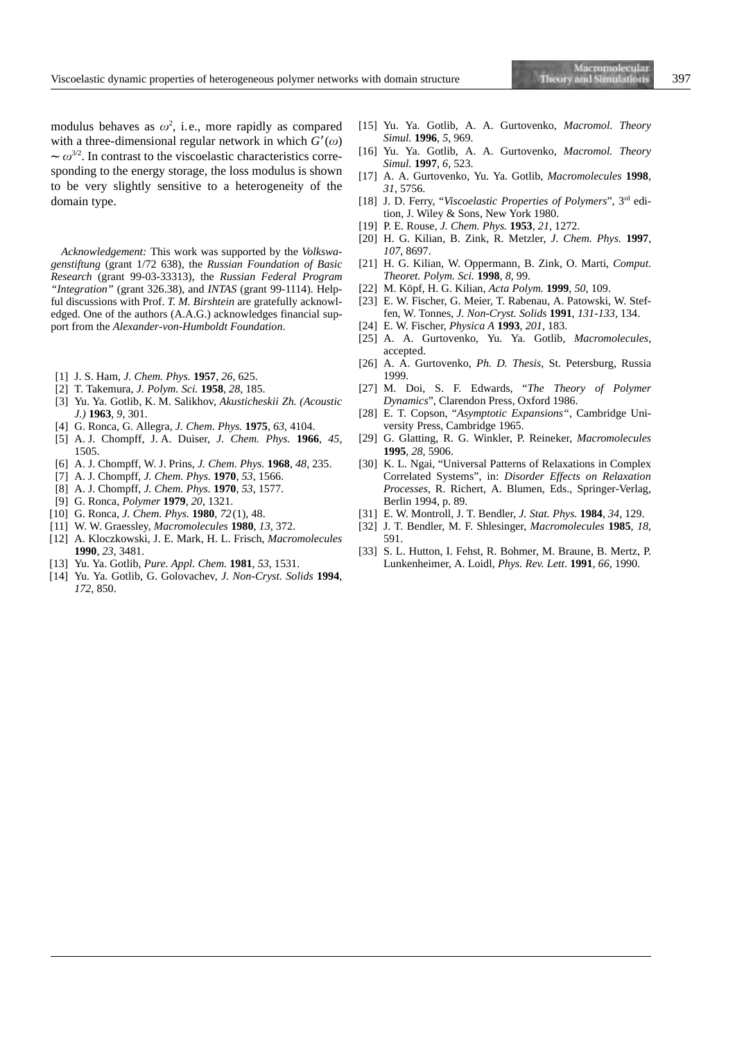modulus behaves as $\omega^2$, i.e., more rapidly as compared with a three-dimensional regular network in which $G'(\omega) \sim \omega^{3/2}$. In contrast to the viscoelastic characteristics corresponding to the energy storage, the loss modulus is shown to be very slightly sensitive to a heterogeneity of the domain type.

*Acknowledgement:* This work was supported by the *Volkswagenstiftung* (grant 1/72 638), the *Russian Foundation of Basic Research* (grant 99-03-33313), the *Russian Federal Program "Integration"* (grant 326.38), and *INTAS* (grant 99-1114). Helpful discussions with Prof. *T. M. Birshtein* are gratefully acknowledged. One of the authors (A.A.G.) acknowledges financial support from the *Alexander-von-Humboldt Foundation*.

[1] J. S. Ham, *J. Chem. Phys.* **1957**, *26*, 625.
[2] T. Takemura, *J. Polym. Sci.* **1958**, *28*, 185.
[3] Yu. Ya. Gotlib, K. M. Salikhov, *Akusticheskii Zh. (Acoustic J.)* **1963**, *9*, 301.
[4] G. Ronca, G. Allegra, *J. Chem. Phys.* **1975**, *63*, 4104.
[5] A. J. Chompff, J. A. Duiser, *J. Chem. Phys.* **1966**, *45*, 1505.
[6] A. J. Chompff, W. J. Prins, *J. Chem. Phys.* **1968**, *48*, 235.
[7] A. J. Chompff, *J. Chem. Phys.* **1970**, *53*, 1566.
[8] A. J. Chompff, *J. Chem. Phys.* **1970**, *53*, 1577.
[9] G. Ronca, *Polymer* **1979**, *20*, 1321.
[10] G. Ronca, *J. Chem. Phys.* **1980**, *72* (1), 48.
[11] W. W. Graessley, *Macromolecules* **1980**, *13*, 372.
[12] A. Kloczkowski, J. E. Mark, H. L. Frisch, *Macromolecules* **1990**, *23*, 3481.
[13] Yu. Ya. Gotlib, *Pure. Appl. Chem.* **1981**, *53*, 1531.
[14] Yu. Ya. Gotlib, G. Golovachev, *J. Non-Cryst. Solids* **1994**, *172*, 850.
[15] Yu. Ya. Gotlib, A. A. Gurtovenko, *Macromol. Theory Simul.* **1996**, *5*, 969.
[16] Yu. Ya. Gotlib, A. A. Gurtovenko, *Macromol. Theory Simul.* **1997**, *6*, 523.
[17] A. A. Gurtovenko, Yu. Ya. Gotlib, *Macromolecules* **1998**, *31*, 5756.
[18] J. D. Ferry, "*Viscoelastic Properties of Polymers*", 3rd edition, J. Wiley & Sons, New York 1980.
[19] P. E. Rouse, *J. Chem. Phys.* **1953**, *21*, 1272.
[20] H. G. Kilian, B. Zink, R. Metzler, *J. Chem. Phys.* **1997**, *107*, 8697.
[21] H. G. Kilian, W. Oppermann, B. Zink, O. Marti, *Comput. Theoret. Polym. Sci.* **1998**, *8*, 99.
[22] M. Köpf, H. G. Kilian, *Acta Polym.* **1999**, *50*, 109.
[23] E. W. Fischer, G. Meier, T. Rabenau, A. Patowski, W. Steffen, W. Tonnes, *J. Non-Cryst. Solids* **1991**, *131-133*, 134.
[24] E. W. Fischer, *Physica A* **1993**, *201*, 183.
[25] A. A. Gurtovenko, Yu. Ya. Gotlib, *Macromolecules*, accepted.
[26] A. A. Gurtovenko, *Ph. D. Thesis*, St. Petersburg, Russia 1999.
[27] M. Doi, S. F. Edwards, "*The Theory of Polymer Dynamics*", Clarendon Press, Oxford 1986.
[28] E. T. Copson, "*Asymptotic Expansions*", Cambridge University Press, Cambridge 1965.
[29] G. Glatting, R. G. Winkler, P. Reineker, *Macromolecules* **1995**, *28*, 5906.
[30] K. L. Ngai, "Universal Patterns of Relaxations in Complex Correlated Systems", in: *Disorder Effects on Relaxation Processes*, R. Richert, A. Blumen, Eds., Springer-Verlag, Berlin 1994, p. 89.
[31] E. W. Montroll, J. T. Bendler, *J. Stat. Phys.* **1984**, *34*, 129.
[32] J. T. Bendler, M. F. Shlesinger, *Macromolecules* **1985**, *18*, 591.
[33] S. L. Hutton, I. Fehst, R. Bohmer, M. Braune, B. Mertz, P. Lunkenheimer, A. Loidl, *Phys. Rev. Lett*. **1991**, *66*, 1990.